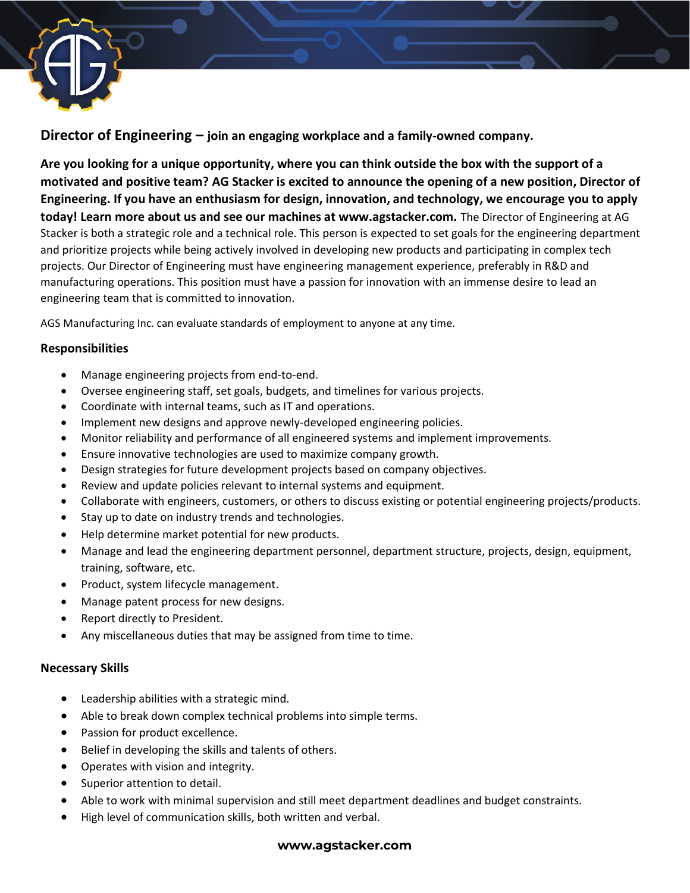## Director of Engineering – join an engaging workplace and a family-owned company.

**Are you looking for a unique opportunity, where you can think outside the box with the support of a motivated and positive team? AG Stacker is excited to announce the opening of a new position, Director of Engineering. If you have an enthusiasm for design, innovation, and technology, we encourage you to apply today! Learn more about us and see our machines at www.agstacker.com.** The Director of Engineering at AG Stacker is both a strategic role and a technical role. This person is expected to set goals for the engineering department and prioritize projects while being actively involved in developing new products and participating in complex tech projects. Our Director of Engineering must have engineering management experience, preferably in R&D and manufacturing operations. This position must have a passion for innovation with an immense desire to lead an engineering team that is committed to innovation.

AGS Manufacturing Inc. can evaluate standards of employment to anyone at any time.

### Responsibilities

- Manage engineering projects from end-to-end.
- Oversee engineering staff, set goals, budgets, and timelines for various projects.
- Coordinate with internal teams, such as IT and operations.
- Implement new designs and approve newly-developed engineering policies.
- Monitor reliability and performance of all engineered systems and implement improvements.
- Ensure innovative technologies are used to maximize company growth.
- Design strategies for future development projects based on company objectives.
- Review and update policies relevant to internal systems and equipment.
- Collaborate with engineers, customers, or others to discuss existing or potential engineering projects/products.
- Stay up to date on industry trends and technologies.
- Help determine market potential for new products.
- Manage and lead the engineering department personnel, department structure, projects, design, equipment, training, software, etc.
- Product, system lifecycle management.
- Manage patent process for new designs.
- Report directly to President.
- Any miscellaneous duties that may be assigned from time to time.

### Necessary Skills

- Leadership abilities with a strategic mind.
- Able to break down complex technical problems into simple terms.
- Passion for product excellence.
- Belief in developing the skills and talents of others.
- Operates with vision and integrity.
- Superior attention to detail.
- Able to work with minimal supervision and still meet department deadlines and budget constraints.
- High level of communication skills, both written and verbal.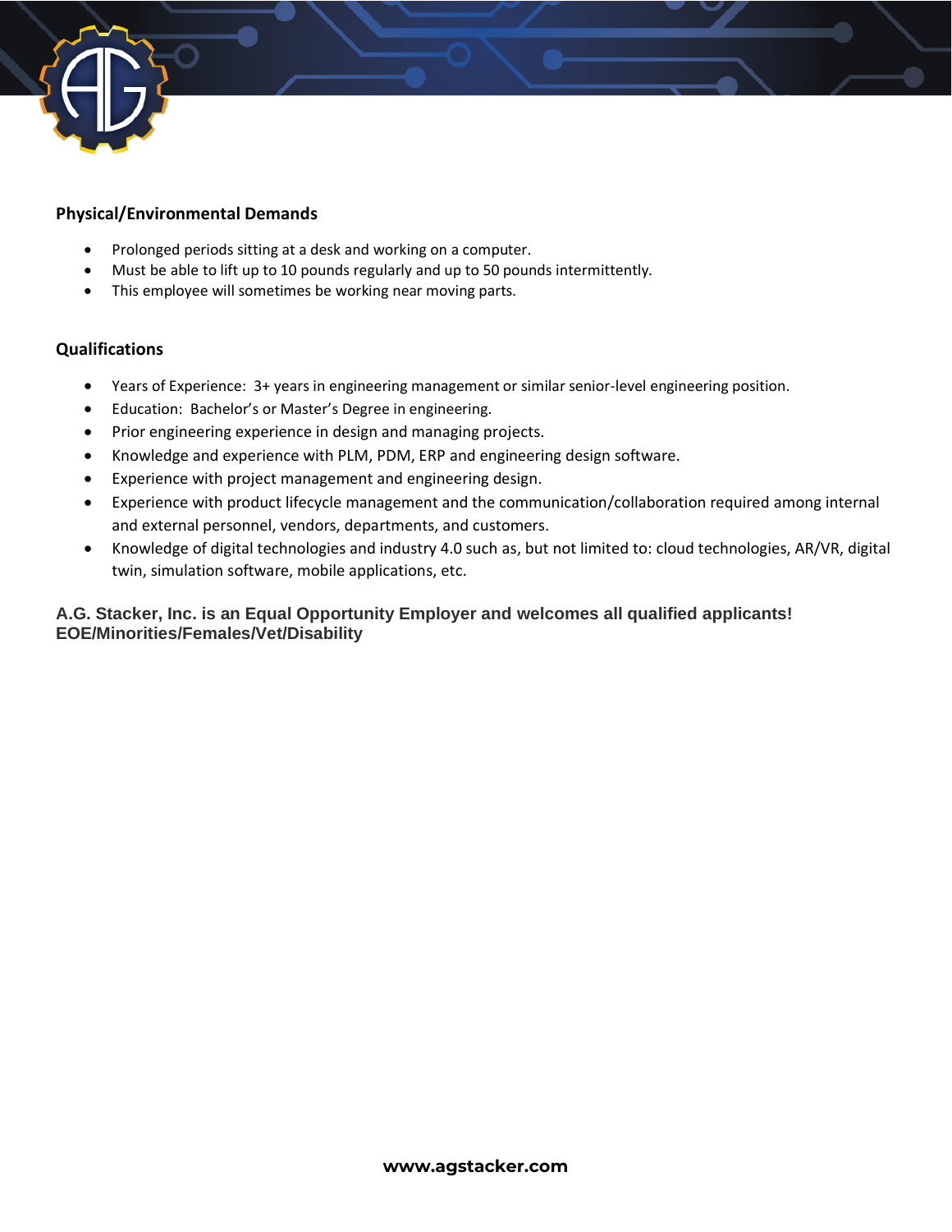## Physical/Environmental Demands

- Prolonged periods sitting at a desk and working on a computer.
- Must be able to lift up to 10 pounds regularly and up to 50 pounds intermittently.
- This employee will sometimes be working near moving parts.

## Qualifications

- Years of Experience: 3+ years in engineering management or similar senior-level engineering position.
- Education: Bachelor's or Master's Degree in engineering.
- Prior engineering experience in design and managing projects.
- Knowledge and experience with PLM, PDM, ERP and engineering design software.
- Experience with project management and engineering design.
- Experience with product lifecycle management and the communication/collaboration required among internal and external personnel, vendors, departments, and customers.
- Knowledge of digital technologies and industry 4.0 such as, but not limited to: cloud technologies, AR/VR, digital twin, simulation software, mobile applications, etc.

**A.G. Stacker, Inc. is an Equal Opportunity Employer and welcomes all qualified applicants!**
**EOE/Minorities/Females/Vet/Disability**

**www.agstacker.com**